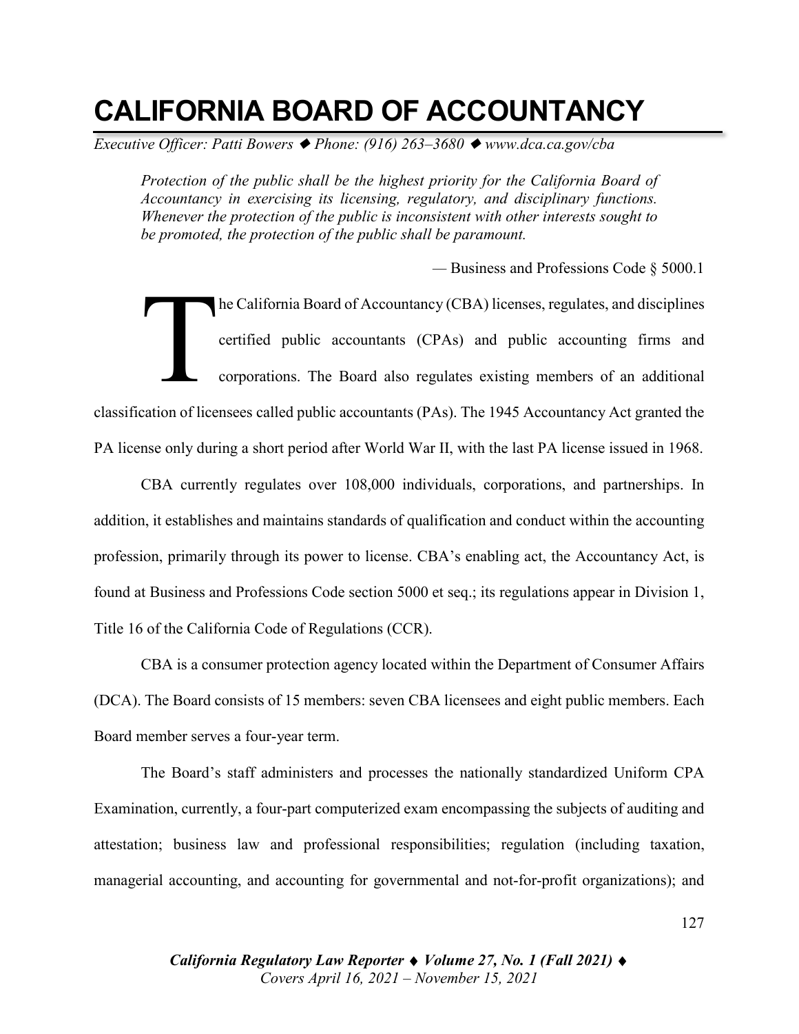# CALIFORNIA BOARD OF ACCOUNTANCY

*Executive Officer: Patti Bowers ◆ Phone: (916) 263–3680 ◆ www.dca.ca.gov/cba*

> *Protection of the public shall be the highest priority for the California Board of Accountancy in exercising its licensing, regulatory, and disciplinary functions. Whenever the protection of the public is inconsistent with other interests sought to be promoted, the protection of the public shall be paramount.*
>
> — Business and Professions Code § 5000.1

The California Board of Accountancy (CBA) licenses, regulates, and disciplines certified public accountants (CPAs) and public accounting firms and corporations. The Board also regulates existing members of an additional classification of licensees called public accountants (PAs). The 1945 Accountancy Act granted the PA license only during a short period after World War II, with the last PA license issued in 1968.

CBA currently regulates over 108,000 individuals, corporations, and partnerships. In addition, it establishes and maintains standards of qualification and conduct within the accounting profession, primarily through its power to license. CBA's enabling act, the Accountancy Act, is found at Business and Professions Code section 5000 et seq.; its regulations appear in Division 1, Title 16 of the California Code of Regulations (CCR).

CBA is a consumer protection agency located within the Department of Consumer Affairs (DCA). The Board consists of 15 members: seven CBA licensees and eight public members. Each Board member serves a four-year term.

The Board's staff administers and processes the nationally standardized Uniform CPA Examination, currently, a four-part computerized exam encompassing the subjects of auditing and attestation; business law and professional responsibilities; regulation (including taxation, managerial accounting, and accounting for governmental and not-for-profit organizations); and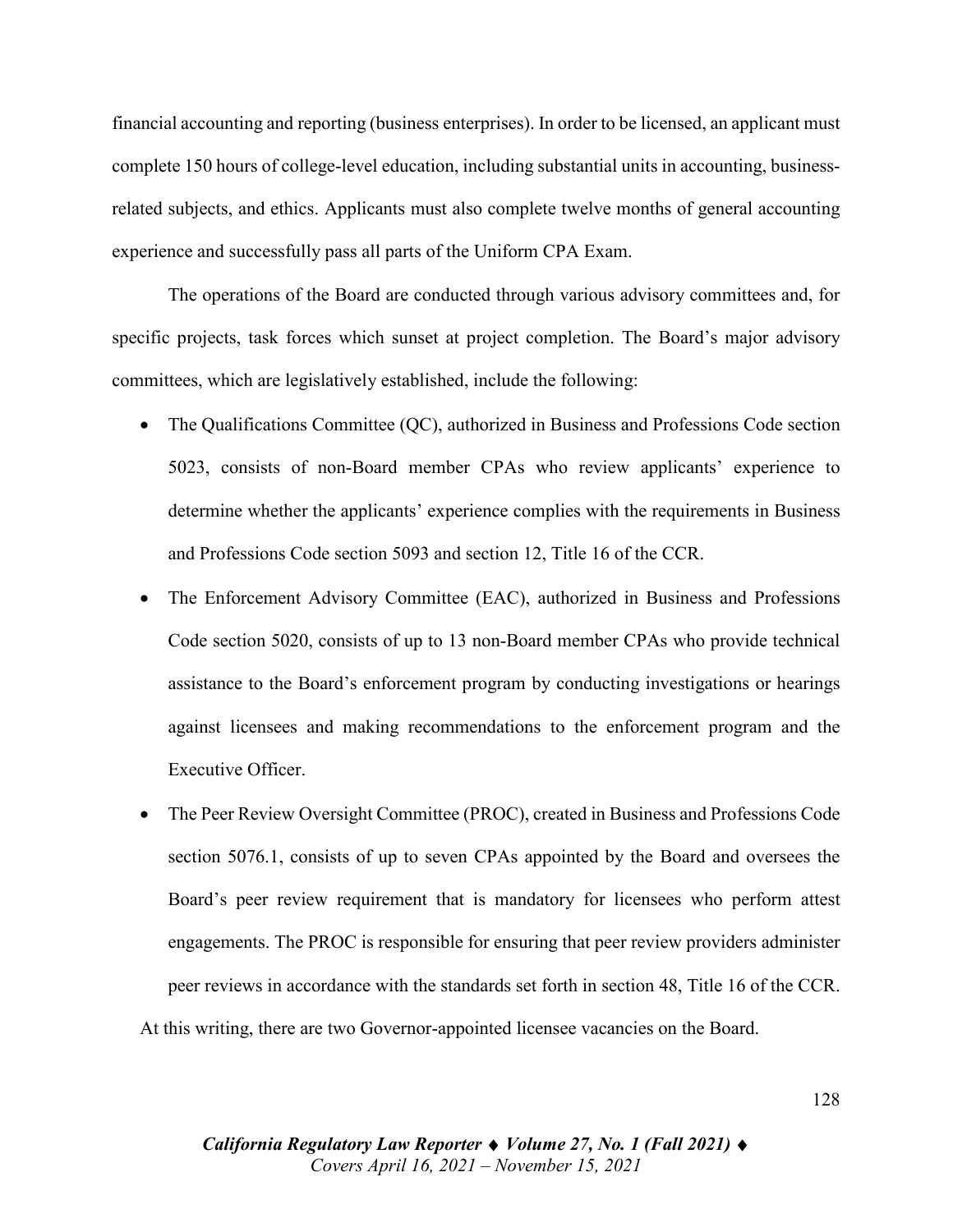financial accounting and reporting (business enterprises). In order to be licensed, an applicant must complete 150 hours of college-level education, including substantial units in accounting, business-related subjects, and ethics. Applicants must also complete twelve months of general accounting experience and successfully pass all parts of the Uniform CPA Exam.

The operations of the Board are conducted through various advisory committees and, for specific projects, task forces which sunset at project completion. The Board's major advisory committees, which are legislatively established, include the following:

- The Qualifications Committee (QC), authorized in Business and Professions Code section 5023, consists of non-Board member CPAs who review applicants' experience to determine whether the applicants' experience complies with the requirements in Business and Professions Code section 5093 and section 12, Title 16 of the CCR.
- The Enforcement Advisory Committee (EAC), authorized in Business and Professions Code section 5020, consists of up to 13 non-Board member CPAs who provide technical assistance to the Board's enforcement program by conducting investigations or hearings against licensees and making recommendations to the enforcement program and the Executive Officer.
- The Peer Review Oversight Committee (PROC), created in Business and Professions Code section 5076.1, consists of up to seven CPAs appointed by the Board and oversees the Board's peer review requirement that is mandatory for licensees who perform attest engagements. The PROC is responsible for ensuring that peer review providers administer peer reviews in accordance with the standards set forth in section 48, Title 16 of the CCR.

At this writing, there are two Governor-appointed licensee vacancies on the Board.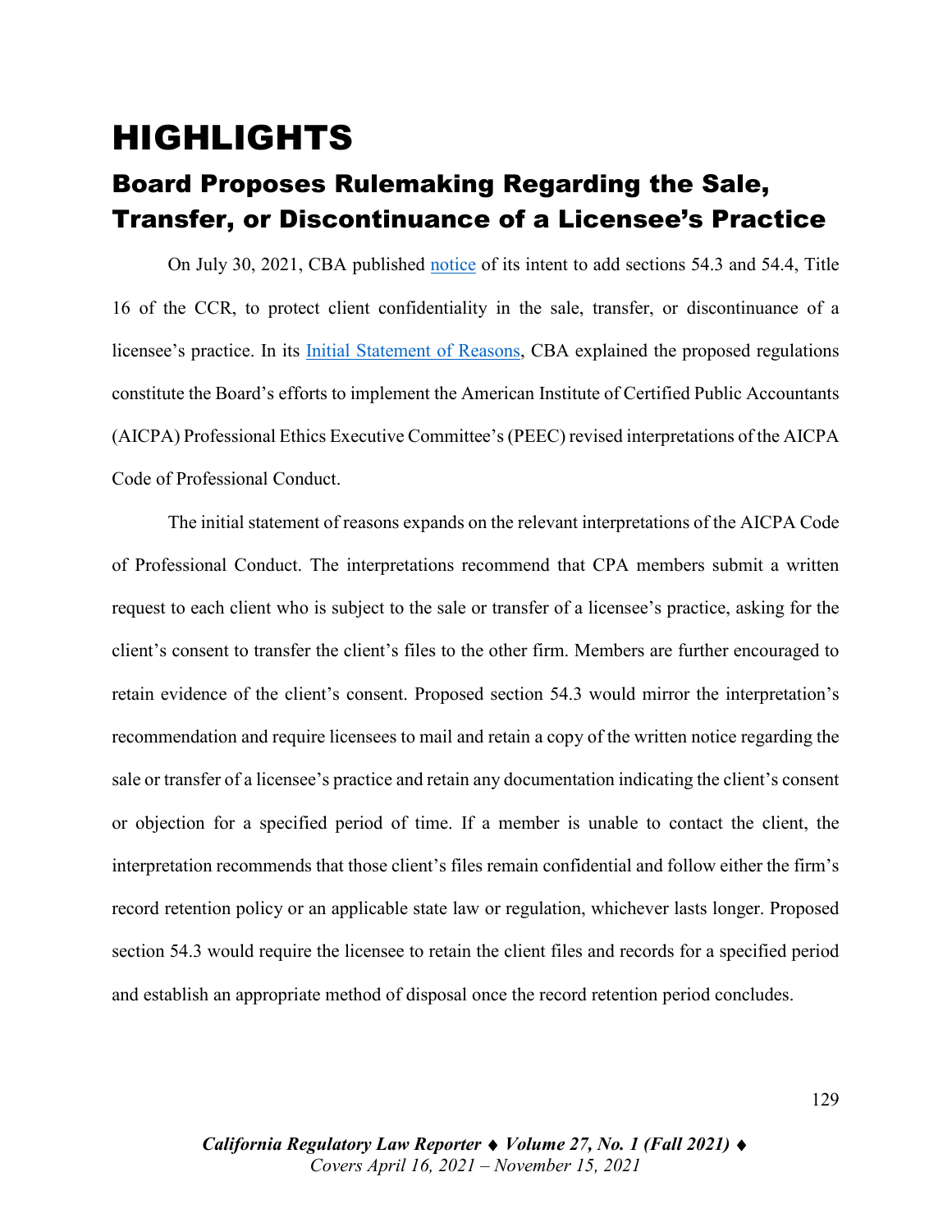# HIGHLIGHTS

## Board Proposes Rulemaking Regarding the Sale, Transfer, or Discontinuance of a Licensee's Practice

On July 30, 2021, CBA published notice of its intent to add sections 54.3 and 54.4, Title 16 of the CCR, to protect client confidentiality in the sale, transfer, or discontinuance of a licensee's practice. In its Initial Statement of Reasons, CBA explained the proposed regulations constitute the Board's efforts to implement the American Institute of Certified Public Accountants (AICPA) Professional Ethics Executive Committee's (PEEC) revised interpretations of the AICPA Code of Professional Conduct.

The initial statement of reasons expands on the relevant interpretations of the AICPA Code of Professional Conduct. The interpretations recommend that CPA members submit a written request to each client who is subject to the sale or transfer of a licensee's practice, asking for the client's consent to transfer the client's files to the other firm. Members are further encouraged to retain evidence of the client's consent. Proposed section 54.3 would mirror the interpretation's recommendation and require licensees to mail and retain a copy of the written notice regarding the sale or transfer of a licensee's practice and retain any documentation indicating the client's consent or objection for a specified period of time. If a member is unable to contact the client, the interpretation recommends that those client's files remain confidential and follow either the firm's record retention policy or an applicable state law or regulation, whichever lasts longer. Proposed section 54.3 would require the licensee to retain the client files and records for a specified period and establish an appropriate method of disposal once the record retention period concludes.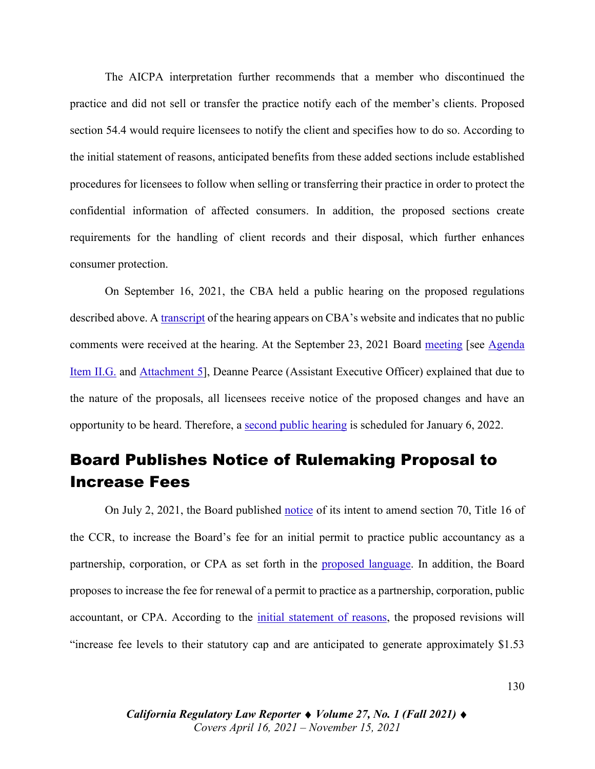The AICPA interpretation further recommends that a member who discontinued the practice and did not sell or transfer the practice notify each of the member's clients. Proposed section 54.4 would require licensees to notify the client and specifies how to do so. According to the initial statement of reasons, anticipated benefits from these added sections include established procedures for licensees to follow when selling or transferring their practice in order to protect the confidential information of affected consumers. In addition, the proposed sections create requirements for the handling of client records and their disposal, which further enhances consumer protection.

On September 16, 2021, the CBA held a public hearing on the proposed regulations described above. A transcript of the hearing appears on CBA's website and indicates that no public comments were received at the hearing. At the September 23, 2021 Board meeting [see Agenda Item II.G. and Attachment 5], Deanne Pearce (Assistant Executive Officer) explained that due to the nature of the proposals, all licensees receive notice of the proposed changes and have an opportunity to be heard. Therefore, a second public hearing is scheduled for January 6, 2022.

## Board Publishes Notice of Rulemaking Proposal to Increase Fees

On July 2, 2021, the Board published notice of its intent to amend section 70, Title 16 of the CCR, to increase the Board's fee for an initial permit to practice public accountancy as a partnership, corporation, or CPA as set forth in the proposed language. In addition, the Board proposes to increase the fee for renewal of a permit to practice as a partnership, corporation, public accountant, or CPA. According to the initial statement of reasons, the proposed revisions will "increase fee levels to their statutory cap and are anticipated to generate approximately $1.53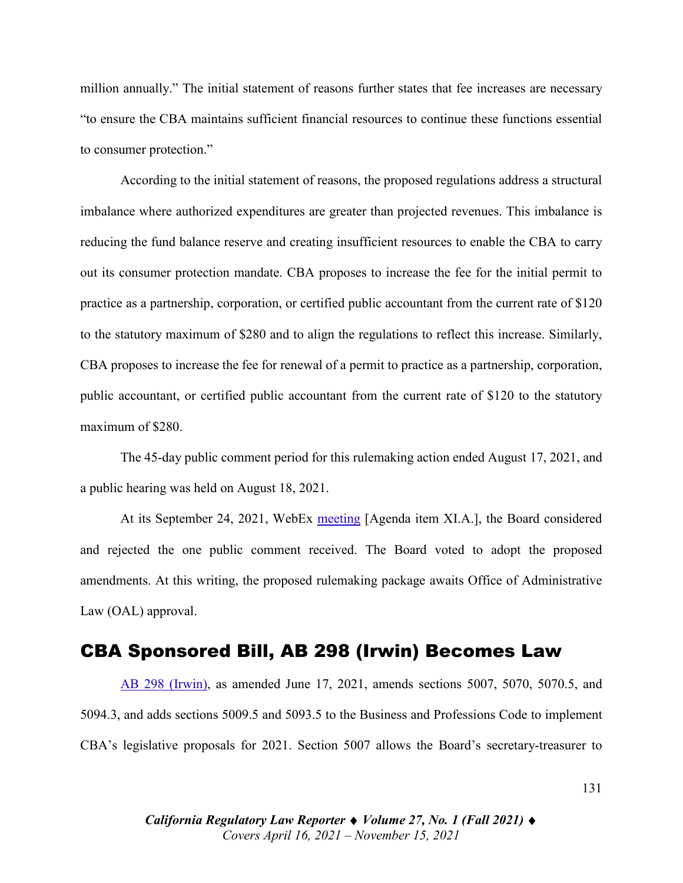million annually." The initial statement of reasons further states that fee increases are necessary "to ensure the CBA maintains sufficient financial resources to continue these functions essential to consumer protection."

According to the initial statement of reasons, the proposed regulations address a structural imbalance where authorized expenditures are greater than projected revenues. This imbalance is reducing the fund balance reserve and creating insufficient resources to enable the CBA to carry out its consumer protection mandate. CBA proposes to increase the fee for the initial permit to practice as a partnership, corporation, or certified public accountant from the current rate of $120 to the statutory maximum of $280 and to align the regulations to reflect this increase. Similarly, CBA proposes to increase the fee for renewal of a permit to practice as a partnership, corporation, public accountant, or certified public accountant from the current rate of $120 to the statutory maximum of $280.

The 45-day public comment period for this rulemaking action ended August 17, 2021, and a public hearing was held on August 18, 2021.

At its September 24, 2021, WebEx meeting [Agenda item XI.A.], the Board considered and rejected the one public comment received. The Board voted to adopt the proposed amendments. At this writing, the proposed rulemaking package awaits Office of Administrative Law (OAL) approval.

## CBA Sponsored Bill, AB 298 (Irwin) Becomes Law

AB 298 (Irwin), as amended June 17, 2021, amends sections 5007, 5070, 5070.5, and 5094.3, and adds sections 5009.5 and 5093.5 to the Business and Professions Code to implement CBA's legislative proposals for 2021. Section 5007 allows the Board's secretary-treasurer to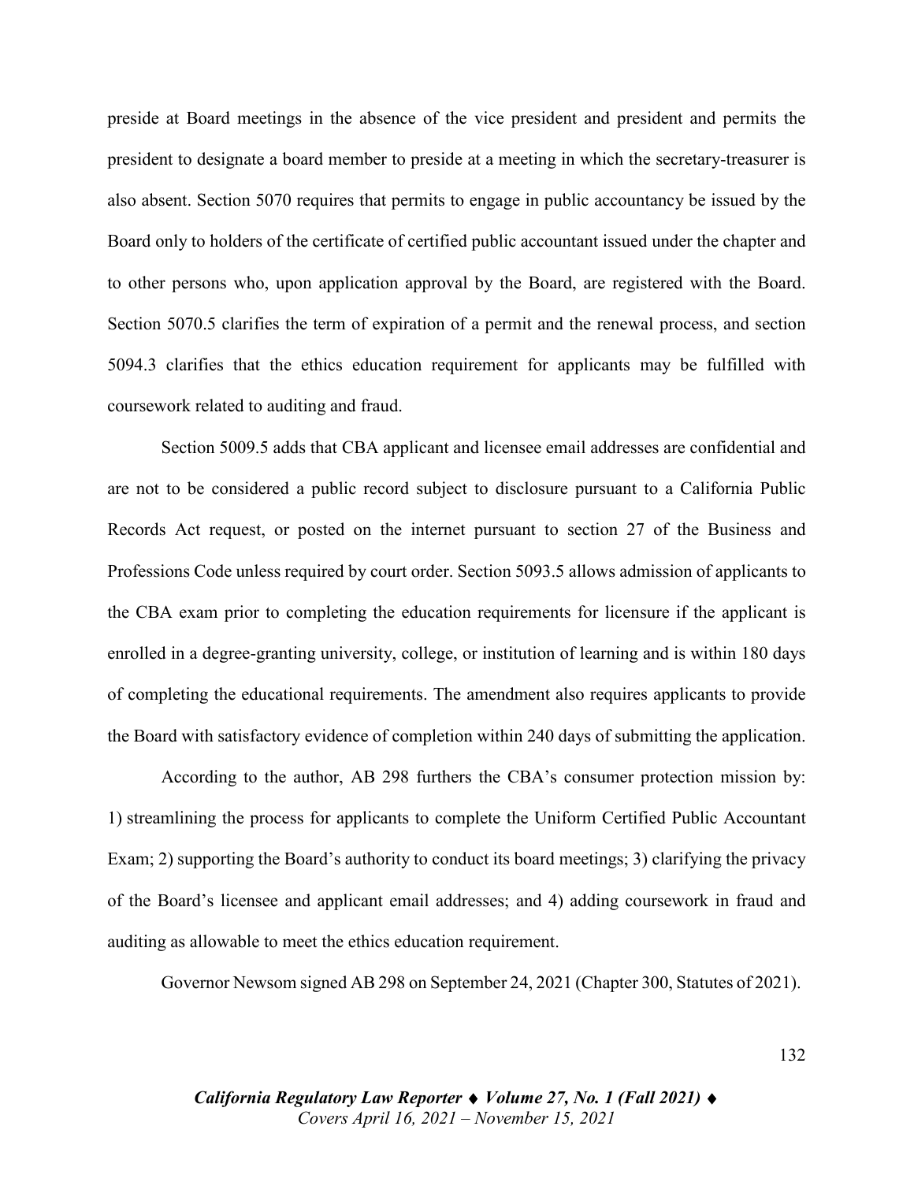preside at Board meetings in the absence of the vice president and president and permits the president to designate a board member to preside at a meeting in which the secretary-treasurer is also absent. Section 5070 requires that permits to engage in public accountancy be issued by the Board only to holders of the certificate of certified public accountant issued under the chapter and to other persons who, upon application approval by the Board, are registered with the Board. Section 5070.5 clarifies the term of expiration of a permit and the renewal process, and section 5094.3 clarifies that the ethics education requirement for applicants may be fulfilled with coursework related to auditing and fraud.

Section 5009.5 adds that CBA applicant and licensee email addresses are confidential and are not to be considered a public record subject to disclosure pursuant to a California Public Records Act request, or posted on the internet pursuant to section 27 of the Business and Professions Code unless required by court order. Section 5093.5 allows admission of applicants to the CBA exam prior to completing the education requirements for licensure if the applicant is enrolled in a degree-granting university, college, or institution of learning and is within 180 days of completing the educational requirements. The amendment also requires applicants to provide the Board with satisfactory evidence of completion within 240 days of submitting the application.

According to the author, AB 298 furthers the CBA's consumer protection mission by: 1) streamlining the process for applicants to complete the Uniform Certified Public Accountant Exam; 2) supporting the Board's authority to conduct its board meetings; 3) clarifying the privacy of the Board's licensee and applicant email addresses; and 4) adding coursework in fraud and auditing as allowable to meet the ethics education requirement.

Governor Newsom signed AB 298 on September 24, 2021 (Chapter 300, Statutes of 2021).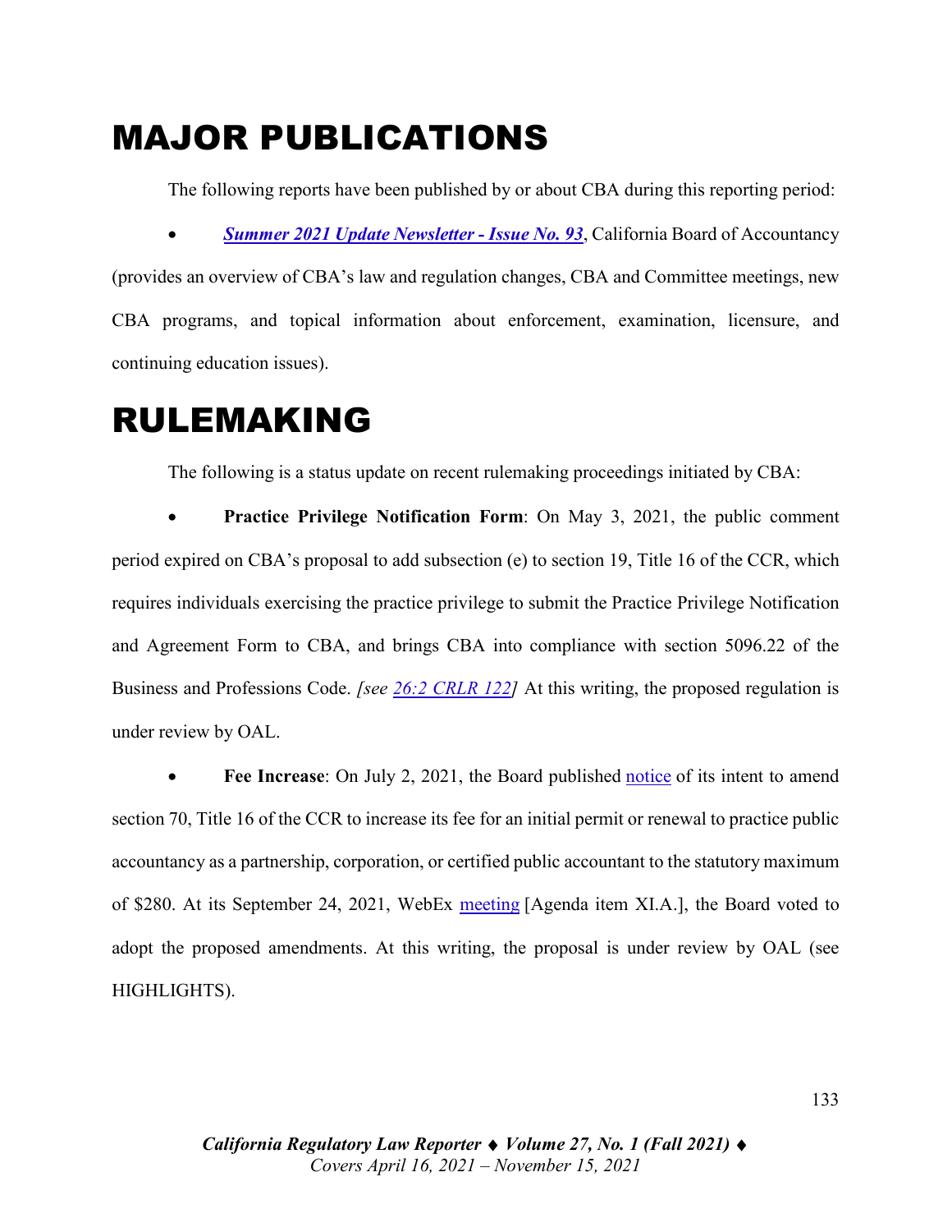# MAJOR PUBLICATIONS

The following reports have been published by or about CBA during this reporting period:

- ***Summer 2021 Update Newsletter - Issue No. 93***, California Board of Accountancy (provides an overview of CBA's law and regulation changes, CBA and Committee meetings, new CBA programs, and topical information about enforcement, examination, licensure, and continuing education issues).

# RULEMAKING

The following is a status update on recent rulemaking proceedings initiated by CBA:

- **Practice Privilege Notification Form**: On May 3, 2021, the public comment period expired on CBA's proposal to add subsection (e) to section 19, Title 16 of the CCR, which requires individuals exercising the practice privilege to submit the Practice Privilege Notification and Agreement Form to CBA, and brings CBA into compliance with section 5096.22 of the Business and Professions Code. *[see 26:2 CRLR 122]* At this writing, the proposed regulation is under review by OAL.

- **Fee Increase**: On July 2, 2021, the Board published notice of its intent to amend section 70, Title 16 of the CCR to increase its fee for an initial permit or renewal to practice public accountancy as a partnership, corporation, or certified public accountant to the statutory maximum of $280. At its September 24, 2021, WebEx meeting [Agenda item XI.A.], the Board voted to adopt the proposed amendments. At this writing, the proposal is under review by OAL (see HIGHLIGHTS).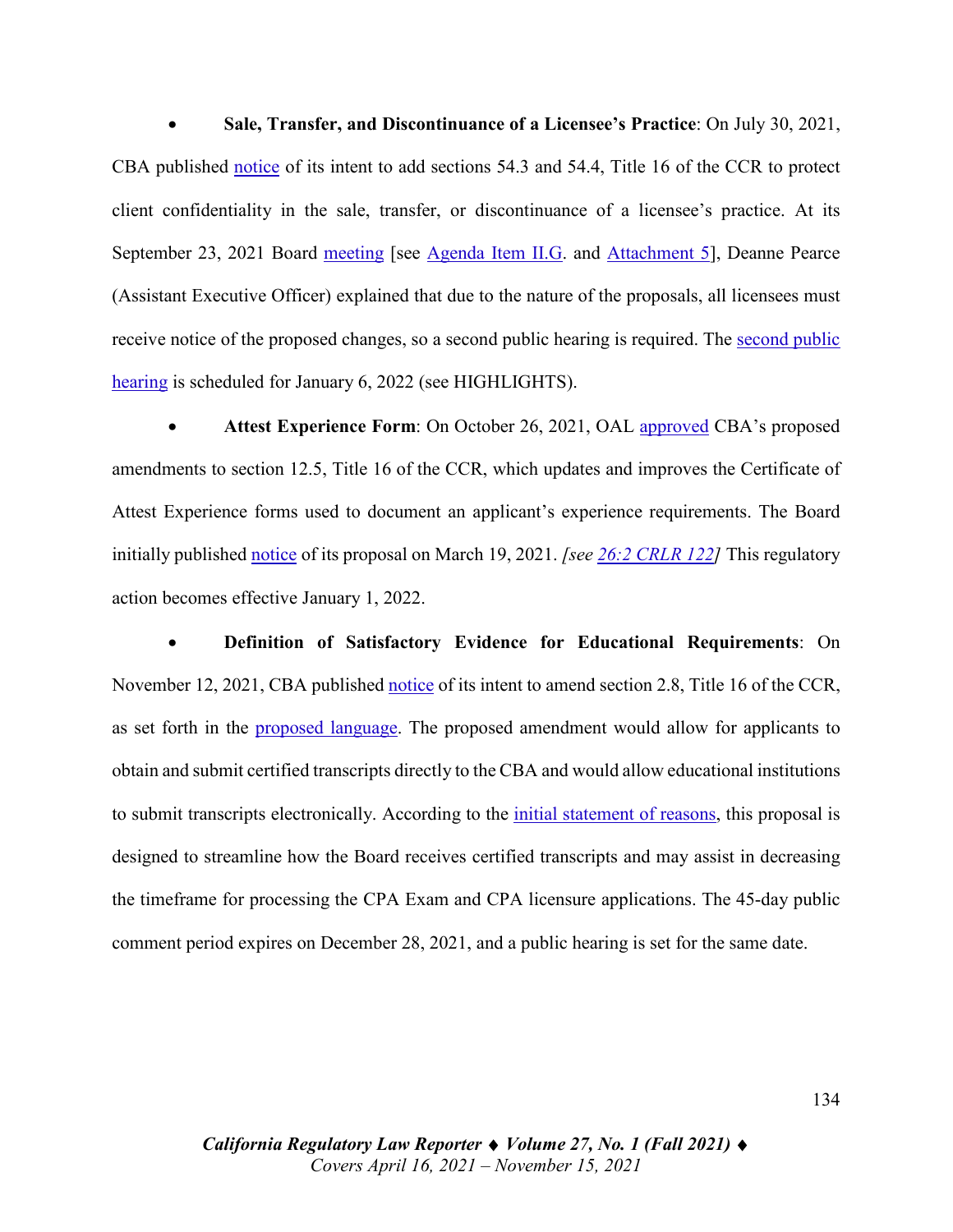- **Sale, Transfer, and Discontinuance of a Licensee's Practice**: On July 30, 2021, CBA published notice of its intent to add sections 54.3 and 54.4, Title 16 of the CCR to protect client confidentiality in the sale, transfer, or discontinuance of a licensee's practice. At its September 23, 2021 Board meeting [see Agenda Item II.G. and Attachment 5], Deanne Pearce (Assistant Executive Officer) explained that due to the nature of the proposals, all licensees must receive notice of the proposed changes, so a second public hearing is required. The second public hearing is scheduled for January 6, 2022 (see HIGHLIGHTS).

- **Attest Experience Form**: On October 26, 2021, OAL approved CBA's proposed amendments to section 12.5, Title 16 of the CCR, which updates and improves the Certificate of Attest Experience forms used to document an applicant's experience requirements. The Board initially published notice of its proposal on March 19, 2021. *[see 26:2 CRLR 122]* This regulatory action becomes effective January 1, 2022.

- **Definition of Satisfactory Evidence for Educational Requirements**: On November 12, 2021, CBA published notice of its intent to amend section 2.8, Title 16 of the CCR, as set forth in the proposed language. The proposed amendment would allow for applicants to obtain and submit certified transcripts directly to the CBA and would allow educational institutions to submit transcripts electronically. According to the initial statement of reasons, this proposal is designed to streamline how the Board receives certified transcripts and may assist in decreasing the timeframe for processing the CPA Exam and CPA licensure applications. The 45-day public comment period expires on December 28, 2021, and a public hearing is set for the same date.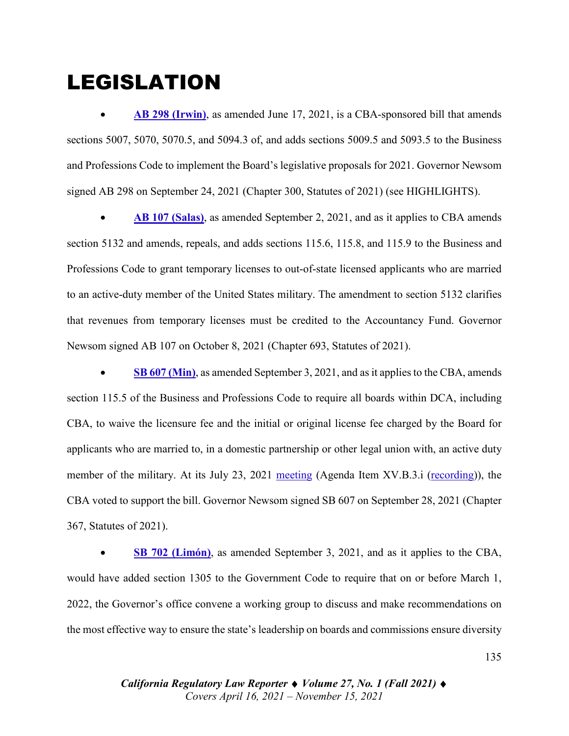# LEGISLATION

- **AB 298 (Irwin)**, as amended June 17, 2021, is a CBA-sponsored bill that amends sections 5007, 5070, 5070.5, and 5094.3 of, and adds sections 5009.5 and 5093.5 to the Business and Professions Code to implement the Board's legislative proposals for 2021. Governor Newsom signed AB 298 on September 24, 2021 (Chapter 300, Statutes of 2021) (see HIGHLIGHTS).

- **AB 107 (Salas)**, as amended September 2, 2021, and as it applies to CBA amends section 5132 and amends, repeals, and adds sections 115.6, 115.8, and 115.9 to the Business and Professions Code to grant temporary licenses to out-of-state licensed applicants who are married to an active-duty member of the United States military. The amendment to section 5132 clarifies that revenues from temporary licenses must be credited to the Accountancy Fund. Governor Newsom signed AB 107 on October 8, 2021 (Chapter 693, Statutes of 2021).

- **SB 607 (Min)**, as amended September 3, 2021, and as it applies to the CBA, amends section 115.5 of the Business and Professions Code to require all boards within DCA, including CBA, to waive the licensure fee and the initial or original license fee charged by the Board for applicants who are married to, in a domestic partnership or other legal union with, an active duty member of the military. At its July 23, 2021 meeting (Agenda Item XV.B.3.i (recording)), the CBA voted to support the bill. Governor Newsom signed SB 607 on September 28, 2021 (Chapter 367, Statutes of 2021).

- **SB 702 (Limón)**, as amended September 3, 2021, and as it applies to the CBA, would have added section 1305 to the Government Code to require that on or before March 1, 2022, the Governor's office convene a working group to discuss and make recommendations on the most effective way to ensure the state's leadership on boards and commissions ensure diversity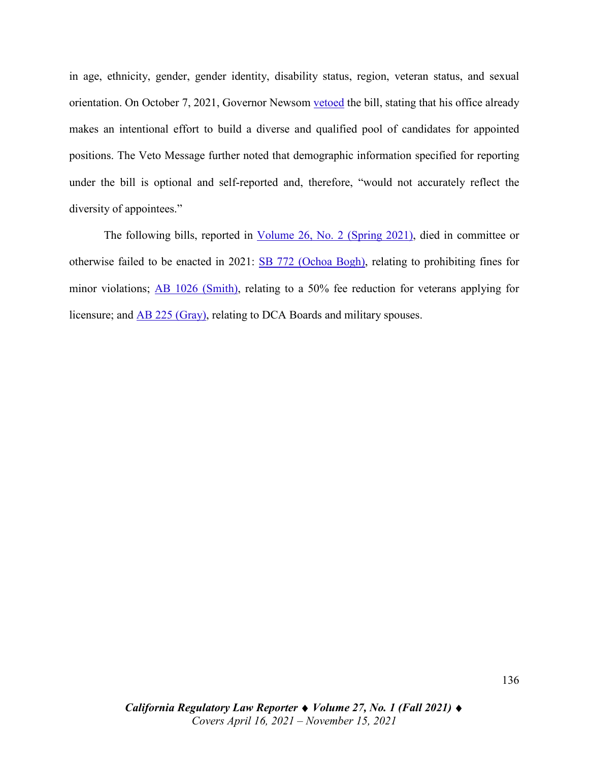in age, ethnicity, gender, gender identity, disability status, region, veteran status, and sexual orientation. On October 7, 2021, Governor Newsom vetoed the bill, stating that his office already makes an intentional effort to build a diverse and qualified pool of candidates for appointed positions. The Veto Message further noted that demographic information specified for reporting under the bill is optional and self-reported and, therefore, "would not accurately reflect the diversity of appointees."

The following bills, reported in Volume 26, No. 2 (Spring 2021), died in committee or otherwise failed to be enacted in 2021: SB 772 (Ochoa Bogh), relating to prohibiting fines for minor violations; AB 1026 (Smith), relating to a 50% fee reduction for veterans applying for licensure; and AB 225 (Gray), relating to DCA Boards and military spouses.